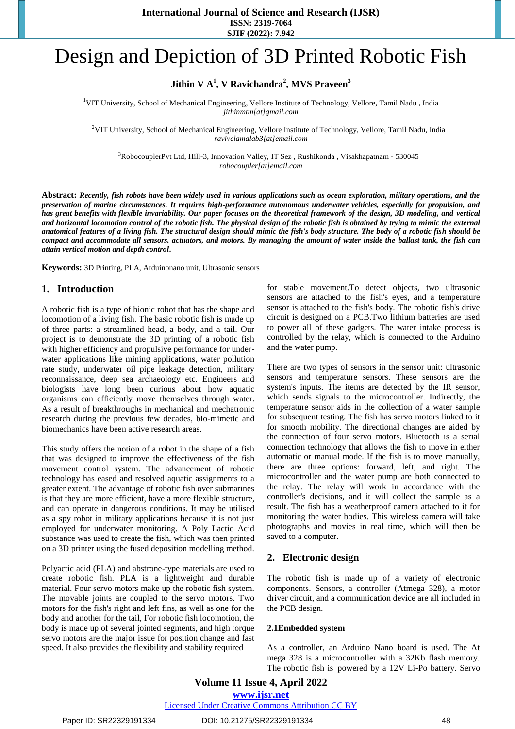# Design and Depiction of 3D Printed Robotic Fish

**Jithin V A[1], V Ravichandra[2], MVS Praveen[3]**

[1]VIT University, School of Mechanical Engineering, Vellore Institute of Technology, Vellore, Tamil Nadu , India
*jithinmtm[at]gmail.com*

[2]VIT University, School of Mechanical Engineering, Vellore Institute of Technology, Vellore, Tamil Nadu, India
*ravivelamalab3[at]email.com*

[3]RobocouplerPvt Ltd, Hill-3, Innovation Valley, IT Sez , Rushikonda , Visakhapatnam - 530045
*robocoupler[at]email.com*

**Abstract:** ***Recently, fish robots have been widely used in various applications such as ocean exploration, military operations, and the preservation of marine circumstances. It requires high-performance autonomous underwater vehicles, especially for propulsion, and has great benefits with flexible invariability. Our paper focuses on the theoretical framework of the design, 3D modeling, and vertical and horizontal locomotion control of the robotic fish. The physical design of the robotic fish is obtained by trying to mimic the external anatomical features of a living fish. The structural design should mimic the fish's body structure. The body of a robotic fish should be compact and accommodate all sensors, actuators, and motors. By managing the amount of water inside the ballast tank, the fish can attain vertical motion and depth control.***

**Keywords:** 3D Printing, PLA, Arduinonano unit, Ultrasonic sensors

## 1. Introduction

A robotic fish is a type of bionic robot that has the shape and locomotion of a living fish. The basic robotic fish is made up of three parts: a streamlined head, a body, and a tail. Our project is to demonstrate the 3D printing of a robotic fish with higher efficiency and propulsive performance for under-water applications like mining applications, water pollution rate study, underwater oil pipe leakage detection, military reconnaissance, deep sea archaeology etc. Engineers and biologists have long been curious about how aquatic organisms can efficiently move themselves through water. As a result of breakthroughs in mechanical and mechatronic research during the previous few decades, bio-mimetic and biomechanics have been active research areas.

This study offers the notion of a robot in the shape of a fish that was designed to improve the effectiveness of the fish movement control system. The advancement of robotic technology has eased and resolved aquatic assignments to a greater extent. The advantage of robotic fish over submarines is that they are more efficient, have a more flexible structure, and can operate in dangerous conditions. It may be utilised as a spy robot in military applications because it is not just employed for underwater monitoring. A Poly Lactic Acid substance was used to create the fish, which was then printed on a 3D printer using the fused deposition modelling method.

Polyactic acid (PLA) and abstrone-type materials are used to create robotic fish. PLA is a lightweight and durable material. Four servo motors make up the robotic fish system. The movable joints are coupled to the servo motors. Two motors for the fish's right and left fins, as well as one for the body and another for the tail, For robotic fish locomotion, the body is made up of several jointed segments, and high torque servo motors are the major issue for position change and fast speed. It also provides the flexibility and stability required for stable movement.To detect objects, two ultrasonic sensors are attached to the fish's eyes, and a temperature sensor is attached to the fish's body. The robotic fish's drive circuit is designed on a PCB.Two lithium batteries are used to power all of these gadgets. The water intake process is controlled by the relay, which is connected to the Arduino and the water pump.

There are two types of sensors in the sensor unit: ultrasonic sensors and temperature sensors. These sensors are the system's inputs. The items are detected by the IR sensor, which sends signals to the microcontroller. Indirectly, the temperature sensor aids in the collection of a water sample for subsequent testing. The fish has servo motors linked to it for smooth mobility. The directional changes are aided by the connection of four servo motors. Bluetooth is a serial connection technology that allows the fish to move in either automatic or manual mode. If the fish is to move manually, there are three options: forward, left, and right. The microcontroller and the water pump are both connected to the relay. The relay will work in accordance with the controller's decisions, and it will collect the sample as a result. The fish has a weatherproof camera attached to it for monitoring the water bodies. This wireless camera will take photographs and movies in real time, which will then be saved to a computer.

## 2. Electronic design

The robotic fish is made up of a variety of electronic components. Sensors, a controller (Atmega 328), a motor driver circuit, and a communication device are all included in the PCB design.

### 2.1Embedded system

As a controller, an Arduino Nano board is used. The At mega 328 is a microcontroller with a 32Kb flash memory. The robotic fish is powered by a 12V Li-Po battery. Servo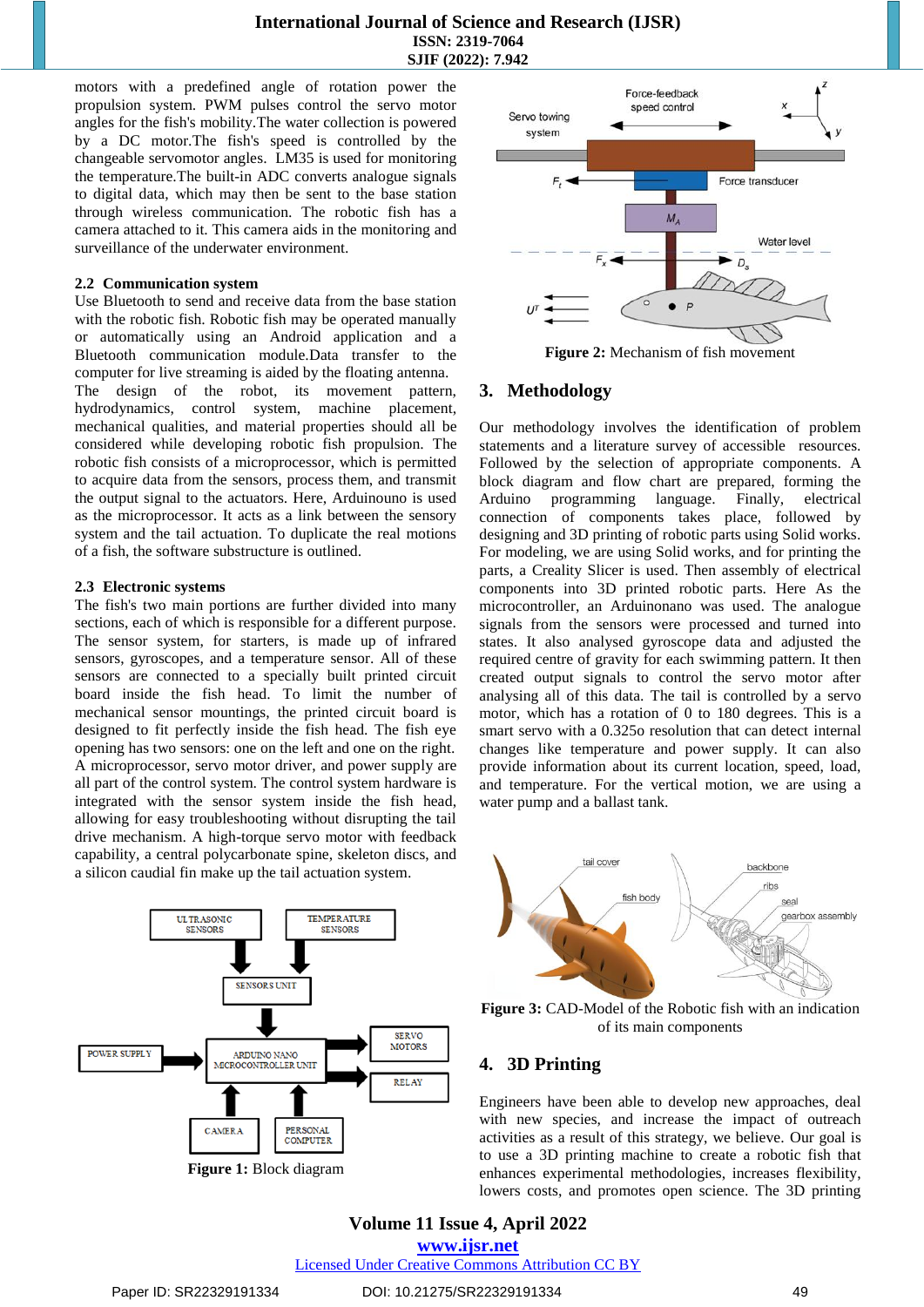motors with a predefined angle of rotation power the propulsion system. PWM pulses control the servo motor angles for the fish's mobility.The water collection is powered by a DC motor.The fish's speed is controlled by the changeable servomotor angles. LM35 is used for monitoring the temperature.The built-in ADC converts analogue signals to digital data, which may then be sent to the base station through wireless communication. The robotic fish has a camera attached to it. This camera aids in the monitoring and surveillance of the underwater environment.

### 2.2 Communication system

Use Bluetooth to send and receive data from the base station with the robotic fish. Robotic fish may be operated manually or automatically using an Android application and a Bluetooth communication module.Data transfer to the computer for live streaming is aided by the floating antenna.

The design of the robot, its movement pattern, hydrodynamics, control system, machine placement, mechanical qualities, and material properties should all be considered while developing robotic fish propulsion. The robotic fish consists of a microprocessor, which is permitted to acquire data from the sensors, process them, and transmit the output signal to the actuators. Here, Arduinouno is used as the microprocessor. It acts as a link between the sensory system and the tail actuation. To duplicate the real motions of a fish, the software substructure is outlined.

### 2.3 Electronic systems

The fish's two main portions are further divided into many sections, each of which is responsible for a different purpose. The sensor system, for starters, is made up of infrared sensors, gyroscopes, and a temperature sensor. All of these sensors are connected to a specially built printed circuit board inside the fish head. To limit the number of mechanical sensor mountings, the printed circuit board is designed to fit perfectly inside the fish head. The fish eye opening has two sensors: one on the left and one on the right. A microprocessor, servo motor driver, and power supply are all part of the control system. The control system hardware is integrated with the sensor system inside the fish head, allowing for easy troubleshooting without disrupting the tail drive mechanism. A high-torque servo motor with feedback capability, a central polycarbonate spine, skeleton discs, and a silicon caudial fin make up the tail actuation system.

**Figure 1:** Block diagram

**Figure 2:** Mechanism of fish movement

## 3. Methodology

Our methodology involves the identification of problem statements and a literature survey of accessible resources. Followed by the selection of appropriate components. A block diagram and flow chart are prepared, forming the Arduino programming language. Finally, electrical connection of components takes place, followed by designing and 3D printing of robotic parts using Solid works. For modeling, we are using Solid works, and for printing the parts, a Creality Slicer is used. Then assembly of electrical components into 3D printed robotic parts. Here As the microcontroller, an Arduinonano was used. The analogue signals from the sensors were processed and turned into states. It also analysed gyroscope data and adjusted the required centre of gravity for each swimming pattern. It then created output signals to control the servo motor after analysing all of this data. The tail is controlled by a servo motor, which has a rotation of 0 to 180 degrees. This is a smart servo with a 0.325o resolution that can detect internal changes like temperature and power supply. It can also provide information about its current location, speed, load, and temperature. For the vertical motion, we are using a water pump and a ballast tank.

**Figure 3:** CAD-Model of the Robotic fish with an indication of its main components

## 4. 3D Printing

Engineers have been able to develop new approaches, deal with new species, and increase the impact of outreach activities as a result of this strategy, we believe. Our goal is to use a 3D printing machine to create a robotic fish that enhances experimental methodologies, increases flexibility, lowers costs, and promotes open science. The 3D printing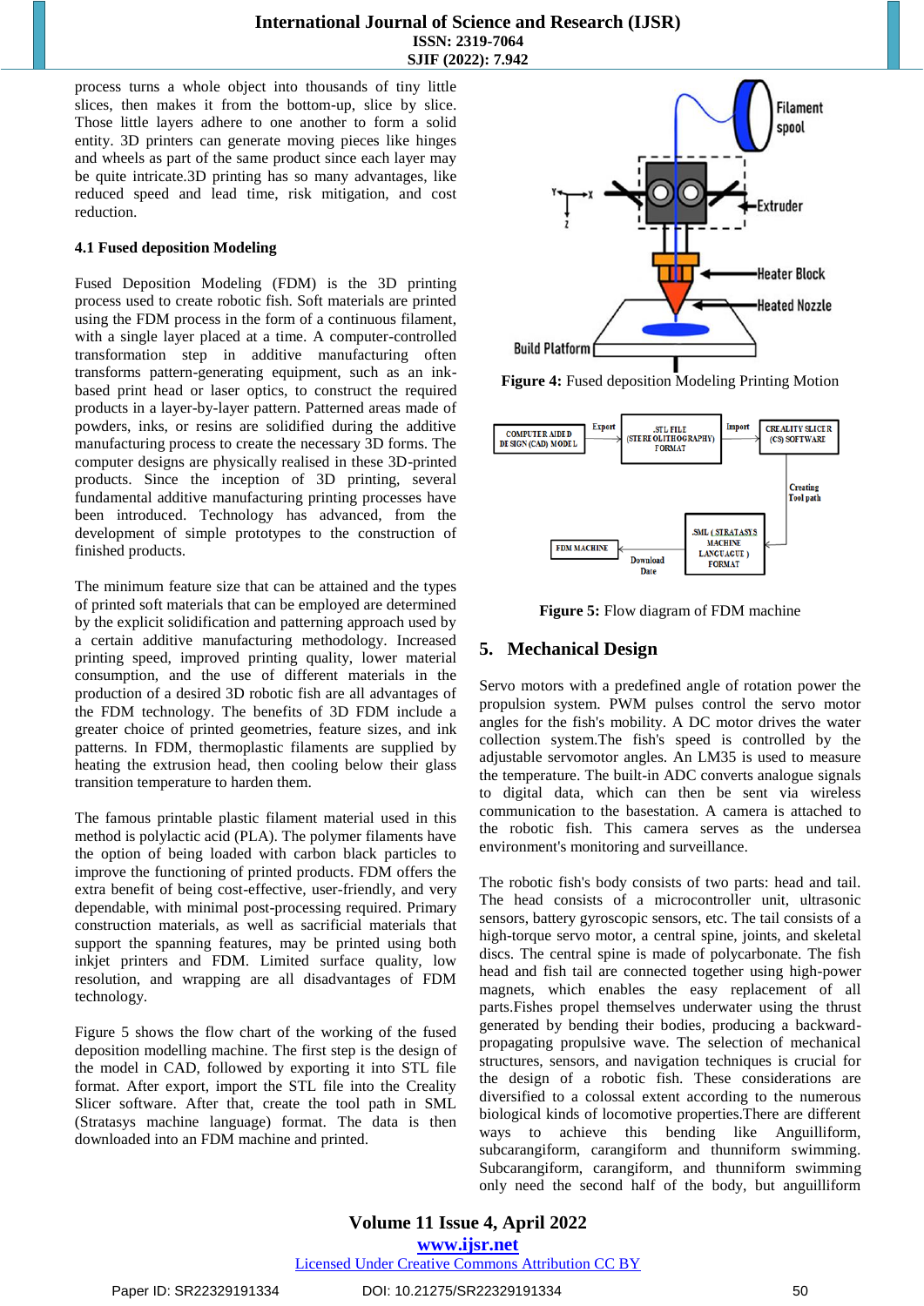process turns a whole object into thousands of tiny little slices, then makes it from the bottom-up, slice by slice. Those little layers adhere to one another to form a solid entity. 3D printers can generate moving pieces like hinges and wheels as part of the same product since each layer may be quite intricate.3D printing has so many advantages, like reduced speed and lead time, risk mitigation, and cost reduction.

### 4.1 Fused deposition Modeling

Fused Deposition Modeling (FDM) is the 3D printing process used to create robotic fish. Soft materials are printed using the FDM process in the form of a continuous filament, with a single layer placed at a time. A computer-controlled transformation step in additive manufacturing often transforms pattern-generating equipment, such as an ink-based print head or laser optics, to construct the required products in a layer-by-layer pattern. Patterned areas made of powders, inks, or resins are solidified during the additive manufacturing process to create the necessary 3D forms. The computer designs are physically realised in these 3D-printed products. Since the inception of 3D printing, several fundamental additive manufacturing printing processes have been introduced. Technology has advanced, from the development of simple prototypes to the construction of finished products.

The minimum feature size that can be attained and the types of printed soft materials that can be employed are determined by the explicit solidification and patterning approach used by a certain additive printing methodology. Increased printing speed, improved printing quality, lower material consumption, and the use of different materials in the production of a desired 3D robotic fish are all advantages of the FDM technology. The benefits of 3D FDM include a greater choice of printed geometries, feature sizes, and ink patterns. In FDM, thermoplastic filaments are supplied by heating the extrusion head, then cooling below their glass transition temperature to harden them.

The famous printable plastic filament material used in this method is polylactic acid (PLA). The polymer filaments have the option of being loaded with carbon black particles to improve the functioning of printed products. FDM offers the extra benefit of being cost-effective, user-friendly, and very dependable, with minimal post-processing required. Primary construction materials, as well as sacrificial materials that support the spanning features, may be printed using both inkjet printers and FDM. Limited surface quality, low resolution, and wrapping are all disadvantages of FDM technology.

Figure 5 shows the flow chart of the working of the fused deposition modelling machine. The first step is the design of the model in CAD, followed by exporting it into STL file format. After export, import the STL file into the Creality Slicer software. After that, create the tool path in SML (Stratasys machine language) format. The data is then downloaded into an FDM machine and printed.

**Figure 4:** Fused deposition Modeling Printing Motion

**Figure 5:** Flow diagram of FDM machine

## 5. Mechanical Design

Servo motors with a predefined angle of rotation power the propulsion system. PWM pulses control the servo motor angles for the fish's mobility. A DC motor drives the water collection system.The fish's speed is controlled by the adjustable servomotor angles. An LM35 is used to measure the temperature. The built-in ADC converts analogue signals to digital data, which can then be sent via wireless communication to the basestation. A camera is attached to the robotic fish. This camera serves as the undersea environment's monitoring and surveillance.

The robotic fish's body consists of two parts: head and tail. The head consists of a microcontroller unit, ultrasonic sensors, battery gyroscopic sensors, etc. The tail consists of a high-torque servo motor, a central spine, joints, and skeletal discs. The central spine is made of polycarbonate. The fish head and fish tail are connected together using high-power magnets, which enables the easy replacement of all parts.Fishes propel themselves underwater using the thrust generated by bending their bodies, producing a backward-propagating propulsive wave. The selection of mechanical structures, sensors, and navigation techniques is crucial for the design of a robotic fish. These considerations are diversified to a colossal extent according to the numerous biological kinds of locomotive properties.There are different ways to achieve this bending like Anguilliform, subcarangiform, carangiform and thunniform swimming. Subcarangiform, carangiform, and thunniform swimming only need the second half of the body, but anguilliform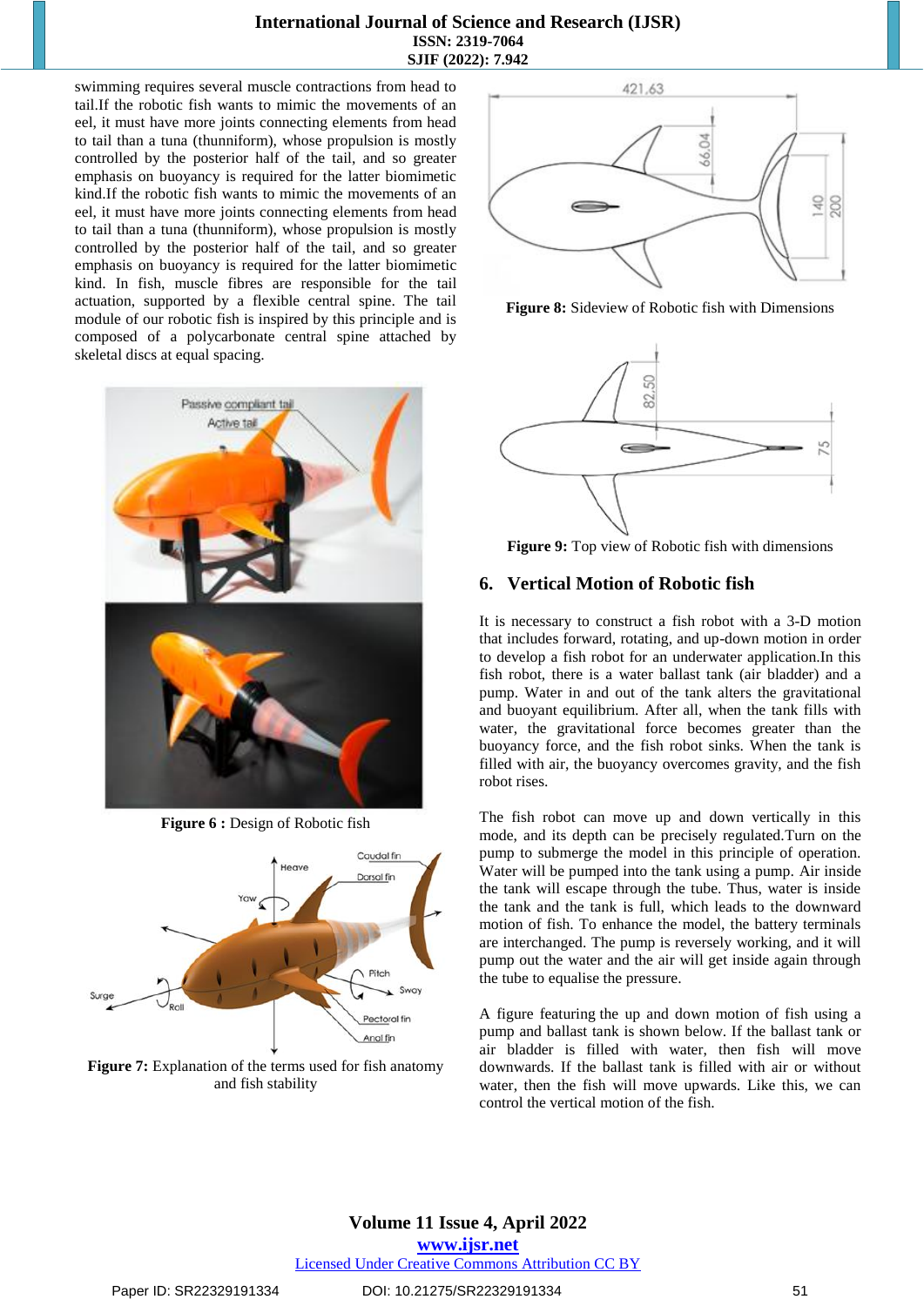swimming requires several muscle contractions from head to tail.If the robotic fish wants to mimic the movements of an eel, it must have more joints connecting elements from head to tail than a tuna (thunniform), whose propulsion is mostly controlled by the posterior half of the tail, and so greater emphasis on buoyancy is required for the latter biomimetic kind.If the robotic fish wants to mimic the movements of an eel, it must have more joints connecting elements from head to tail than a tuna (thunniform), whose propulsion is mostly controlled by the posterior half of the tail, and so greater emphasis on buoyancy is required for the latter biomimetic kind. In fish, muscle fibres are responsible for the tail actuation, supported by a flexible central spine. The tail module of our robotic fish is inspired by this principle and is composed of a polycarbonate central spine attached by skeletal discs at equal spacing.

**Figure 6 :** Design of Robotic fish

**Figure 7:** Explanation of the terms used for fish anatomy and fish stability

**Figure 8:** Sideview of Robotic fish with Dimensions

**Figure 9:** Top view of Robotic fish with dimensions

## 6. Vertical Motion of Robotic fish

It is necessary to construct a fish robot with a 3-D motion that includes forward, rotating, and up-down motion in order to develop a fish robot for an underwater application.In this fish robot, there is a water ballast tank (air bladder) and a pump. Water in and out of the tank alters the gravitational and buoyant equilibrium. After all, when the tank fills with water, the gravitational force becomes greater than the buoyancy force, and the fish robot sinks. When the tank is filled with air, the buoyancy overcomes gravity, and the fish robot rises.

The fish robot can move up and down vertically in this mode, and its depth can be precisely regulated.Turn on the pump to submerge the model in this principle of operation. Water will be pumped into the tank using a pump. Air inside the tank will escape through the tube. Thus, water is inside the tank and the tank is full, which leads to the downward motion of fish. To enhance the model, the battery terminals are interchanged. The pump is reversely working, and it will pump out the water and the air will get inside again through the tube to equalise the pressure.

A figure featuring the up and down motion of fish using a pump and ballast tank is shown below. If the ballast tank or air bladder is filled with water, then fish will move downwards. If the ballast tank is filled with air or without water, then the fish will move upwards. Like this, we can control the vertical motion of the fish.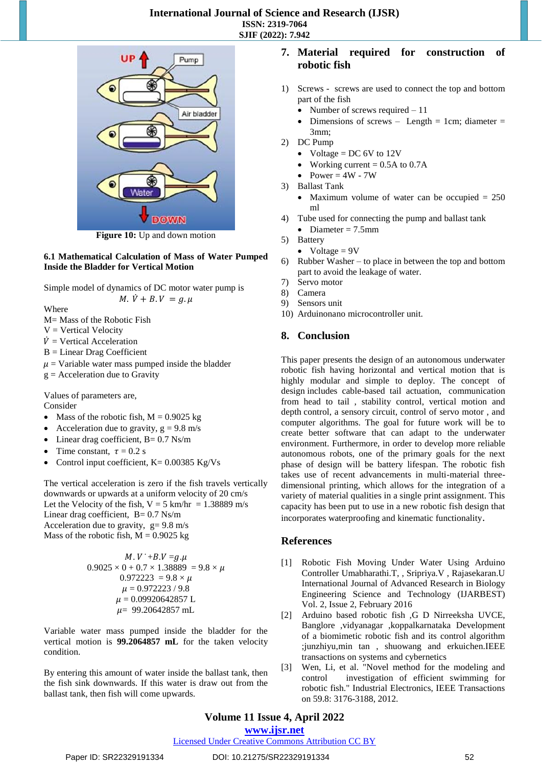Figure 10: Up and down motion

### 6.1 Mathematical Calculation of Mass of Water Pumped Inside the Bladder for Vertical Motion

Simple model of dynamics of DC motor water pump is

$$M.\dot{V} + B.V = g.\mu$$

Where

M= Mass of the Robotic Fish

V = Vertical Velocity

$\dot{V}$ = Vertical Acceleration

B = Linear Drag Coefficient

$\mu$ = Variable water mass pumped inside the bladder

g = Acceleration due to Gravity

Values of parameters are,

Consider

- Mass of the robotic fish, M = 0.9025 kg
- Acceleration due to gravity, g = 9.8 m/s
- Linear drag coefficient, B= 0.7 Ns/m
- Time constant, $\tau$ = 0.2 s
- Control input coefficient, K= 0.00385 Kg/Vs

The vertical acceleration is zero if the fish travels vertically downwards or upwards at a uniform velocity of 20 cm/s

Let the Velocity of the fish, V = 5 km/hr = 1.38889 m/s

Linear drag coefficient, B= 0.7 Ns/m

Acceleration due to gravity, g= 9.8 m/s

Mass of the robotic fish, M = 0.9025 kg

$$M.\dot{V} + B.V = g.\mu$$

$$0.9025 \times 0 + 0.7 \times 1.38889 = 9.8 \times \mu$$

$$0.972223 = 9.8 \times \mu$$

$$\mu = 0.972223 / 9.8$$

$$\mu = 0.09920642857 \text{ L}$$

$$\mu = 99.20642857 \text{ mL}$$

Variable water mass pumped inside the bladder for the vertical motion is **99.2064857 mL** for the taken velocity condition.

By entering this amount of water inside the ballast tank, then the fish sink downwards. If this water is draw out from the ballast tank, then fish will come upwards.

## 7. Material required for construction of robotic fish

1) Screws - screws are used to connect the top and bottom part of the fish
   - Number of screws required – 11
   - Dimensions of screws – Length = 1cm; diameter = 3mm;
2) DC Pump
   - Voltage = DC 6V to 12V
   - Working current = 0.5A to 0.7A
   - Power = 4W - 7W
3) Ballast Tank
   - Maximum volume of water can be occupied = 250 ml
4) Tube used for connecting the pump and ballast tank
   - Diameter = 7.5mm
5) Battery
   - Voltage = 9V
6) Rubber Washer – to place in between the top and bottom part of the fish to avoid the leakage of water.
7) Servo motor
8) Camera
9) Sensors unit
10) Arduinonano microcontroller unit.

## 8. Conclusion

This paper presents the design of an autonomous underwater robotic fish having horizontal and vertical motion that is highly modular and simple to deploy. The concept of design includes cable-based tail actuation, communication from head to tail , stability control, vertical motion and depth control, a sensory circuit, control of servo motor , and computer algorithms. The goal for future work will be to create better software that can adapt to the underwater environment. Furthermore, in order to develop more reliable autonomous robots, one of the primary goals for the next phase of design will be battery lifespan. The robotic fish takes use of recent advancements in multi-material three-dimensional printing, which allows for the integration of a variety of material qualities in a single print assignment. This capacity has been put to use in a new robotic fish design that incorporates waterproofing and kinematic functionality.

## References

[1] Robotic Fish Moving Under Water Using Arduino Controller Umabharathi.T, , Sripriya.V , Rajasekaran.U International Journal of Advanced Research in Biology Engineering Science and Technology (IJARBEST) Vol. 2, Issue 2, February 2016

[2] Arduino based robotic fish ,G D Nirreeksha UVCE, Banglore ,vidyanagar ,koppalkarnataka Development of a biomimetic robotic fish and its control algorithm ;junzhiyu,min tan , shuowang and erkuichen.IEEE transactions on systems and cybernetics

[3] Wen, Li, et al. "Novel method for the modeling and control investigation of efficient swimming for robotic fish." Industrial Electronics, IEEE Transactions on 59.8: 3176-3188, 2012.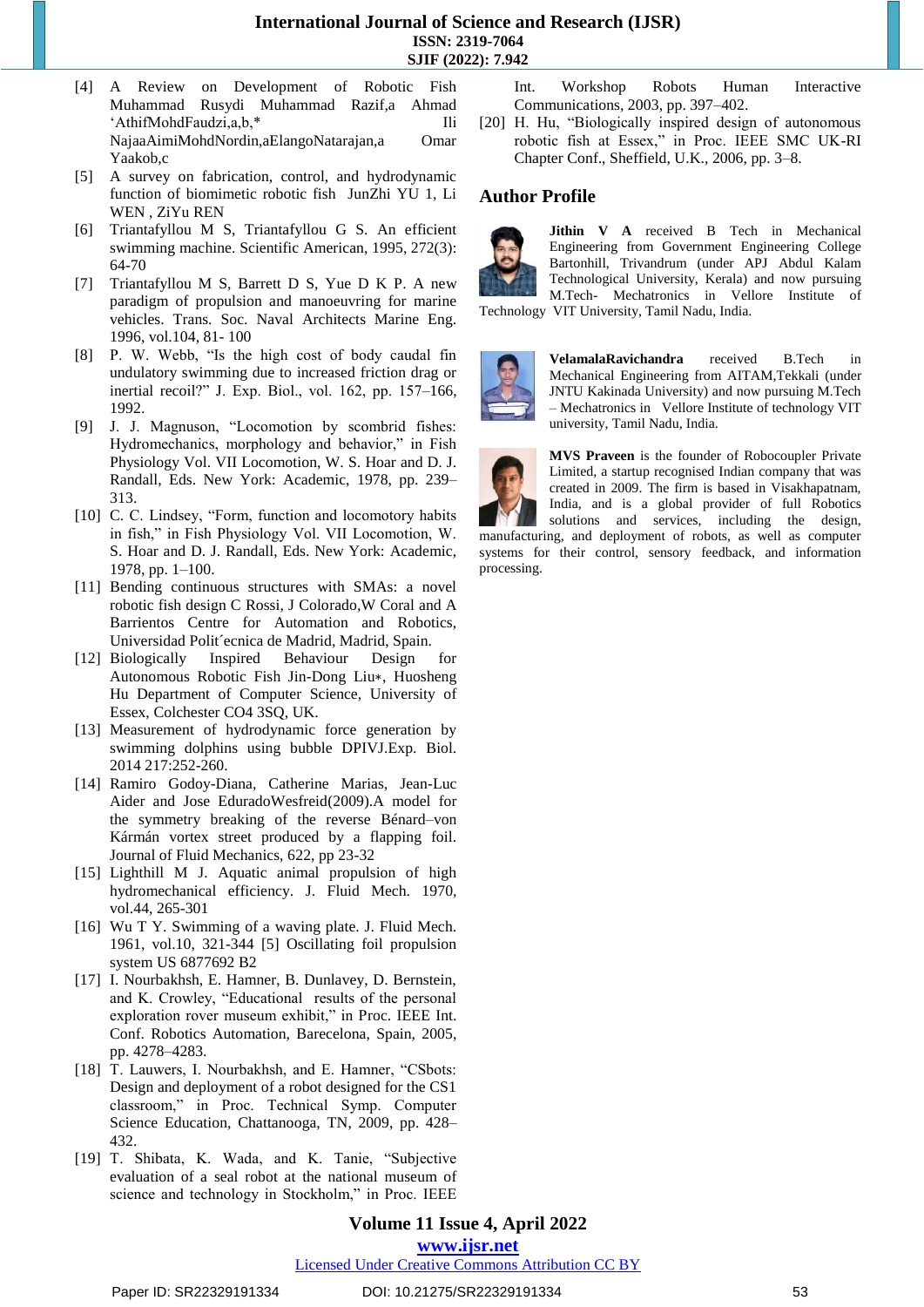[4] A Review on Development of Robotic Fish Muhammad Rusydi Muhammad Razif,a Ahmad 'AthifMohdFaudzi,a,b,* Ili NajaaAimiMohdNordin,aElangoNatarajan,a Omar Yaakob,c

[5] A survey on fabrication, control, and hydrodynamic function of biomimetic robotic fish JunZhi YU 1, Li WEN , ZiYu REN

[6] Triantafyllou M S, Triantafyllou G S. An efficient swimming machine. Scientific American, 1995, 272(3): 64-70

[7] Triantafyllou M S, Barrett D S, Yue D K P. A new paradigm of propulsion and manoeuvring for marine vehicles. Trans. Soc. Naval Architects Marine Eng. 1996, vol.104, 81- 100

[8] P. W. Webb, "Is the high cost of body caudal fin undulatory swimming due to increased friction drag or inertial recoil?" J. Exp. Biol., vol. 162, pp. 157–166, 1992.

[9] J. J. Magnuson, "Locomotion by scombrid fishes: Hydromechanics, morphology and behavior," in Fish Physiology Vol. VII Locomotion, W. S. Hoar and D. J. Randall, Eds. New York: Academic, 1978, pp. 239–313.

[10] C. C. Lindsey, "Form, function and locomotory habits in fish," in Fish Physiology Vol. VII Locomotion, W. S. Hoar and D. J. Randall, Eds. New York: Academic, 1978, pp. 1–100.

[11] Bending continuous structures with SMAs: a novel robotic fish design C Rossi, J Colorado,W Coral and A Barrientos Centre for Automation and Robotics, Universidad Polit´ecnica de Madrid, Madrid, Spain.

[12] Biologically Inspired Behaviour Design for Autonomous Robotic Fish Jin-Dong Liu∗, Huosheng Hu Department of Computer Science, University of Essex, Colchester CO4 3SQ, UK.

[13] Measurement of hydrodynamic force generation by swimming dolphins using bubble DPIVJ.Exp. Biol. 2014 217:252-260.

[14] Ramiro Godoy-Diana, Catherine Marias, Jean-Luc Aider and Jose EduradoWesfreid(2009).A model for the symmetry breaking of the reverse Bénard–von Kármán vortex street produced by a flapping foil. Journal of Fluid Mechanics, 622, pp 23-32

[15] Lighthill M J. Aquatic animal propulsion of high hydromechanical efficiency. J. Fluid Mech. 1970, vol.44, 265-301

[16] Wu T Y. Swimming of a waving plate. J. Fluid Mech. 1961, vol.10, 321-344 [5] Oscillating foil propulsion system US 6877692 B2

[17] I. Nourbakhsh, E. Hamner, B. Dunlavey, D. Bernstein, and K. Crowley, "Educational results of the personal exploration rover museum exhibit," in Proc. IEEE Int. Conf. Robotics Automation, Barecelona, Spain, 2005, pp. 4278–4283.

[18] T. Lauwers, I. Nourbakhsh, and E. Hamner, "CSbots: Design and deployment of a robot designed for the CS1 classroom," in Proc. Technical Symp. Computer Science Education, Chattanooga, TN, 2009, pp. 428–432.

[19] T. Shibata, K. Wada, and K. Tanie, "Subjective evaluation of a seal robot at the national museum of science and technology in Stockholm," in Proc. IEEE Int. Workshop Robots Human Interactive Communications, 2003, pp. 397–402.

[20] H. Hu, "Biologically inspired design of autonomous robotic fish at Essex," in Proc. IEEE SMC UK-RI Chapter Conf., Sheffield, U.K., 2006, pp. 3–8.

## Author Profile

**Jithin V A** received B Tech in Mechanical Engineering from Government Engineering College Bartonhill, Trivandrum (under APJ Abdul Kalam Technological University, Kerala) and now pursuing M.Tech- Mechatronics in Vellore Institute of Technology VIT University, Tamil Nadu, India.

**VelamalaRavichandra** received B.Tech in Mechanical Engineering from AITAM,Tekkali (under JNTU Kakinada University) and now pursuing M.Tech – Mechatronics in Vellore Institute of technology VIT university, Tamil Nadu, India.

**MVS Praveen** is the founder of Robocoupler Private Limited, a startup recognised Indian company that was created in 2009. The firm is based in Visakhapatnam, India, and is a global provider of full Robotics solutions and services, including the design, manufacturing, and deployment of robots, as well as computer systems for their control, sensory feedback, and information processing.